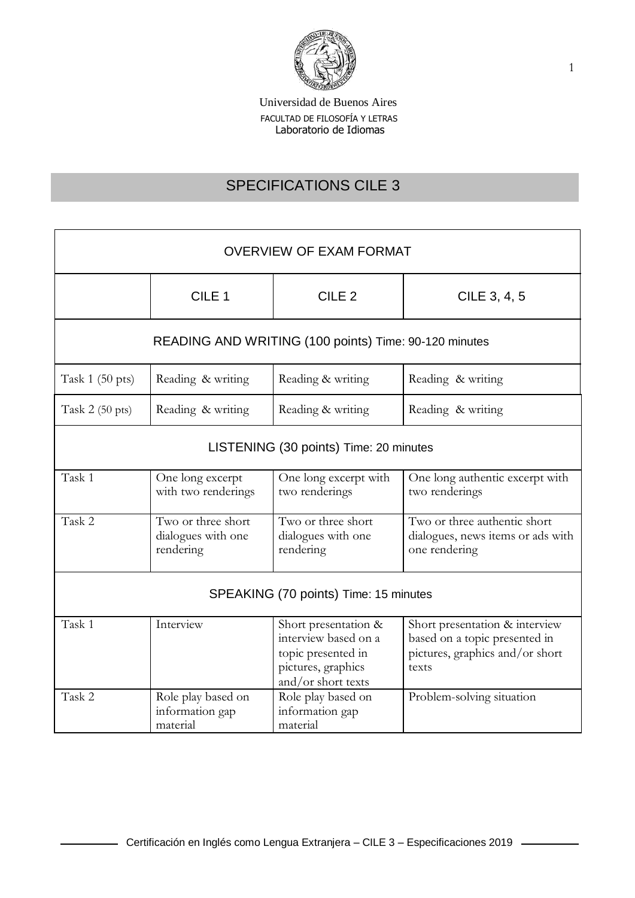Universidad de Buenos Aires
FACULTAD DE FILOSOFÍA Y LETRAS
Laboratorio de Idiomas

# SPECIFICATIONS CILE 3

| OVERVIEW OF EXAM FORMAT | | | |
|---|---|---|---|
| | CILE 1 | CILE 2 | CILE 3, 4, 5 |
| READING AND WRITING (100 points) Time: 90-120 minutes | | | |
| Task 1 (50 pts) | Reading & writing | Reading & writing | Reading & writing |
| Task 2 (50 pts) | Reading & writing | Reading & writing | Reading & writing |
| LISTENING (30 points) Time: 20 minutes | | | |
| Task 1 | One long excerpt with two renderings | One long excerpt with two renderings | One long authentic excerpt with two renderings |
| Task 2 | Two or three short dialogues with one rendering | Two or three short dialogues with one rendering | Two or three authentic short dialogues, news items or ads with one rendering |
| SPEAKING (70 points) Time: 15 minutes | | | |
| Task 1 | Interview | Short presentation & interview based on a topic presented in pictures, graphics and/or short texts | Short presentation & interview based on a topic presented in pictures, graphics and/or short texts |
| Task 2 | Role play based on information gap material | Role play based on information gap material | Problem-solving situation |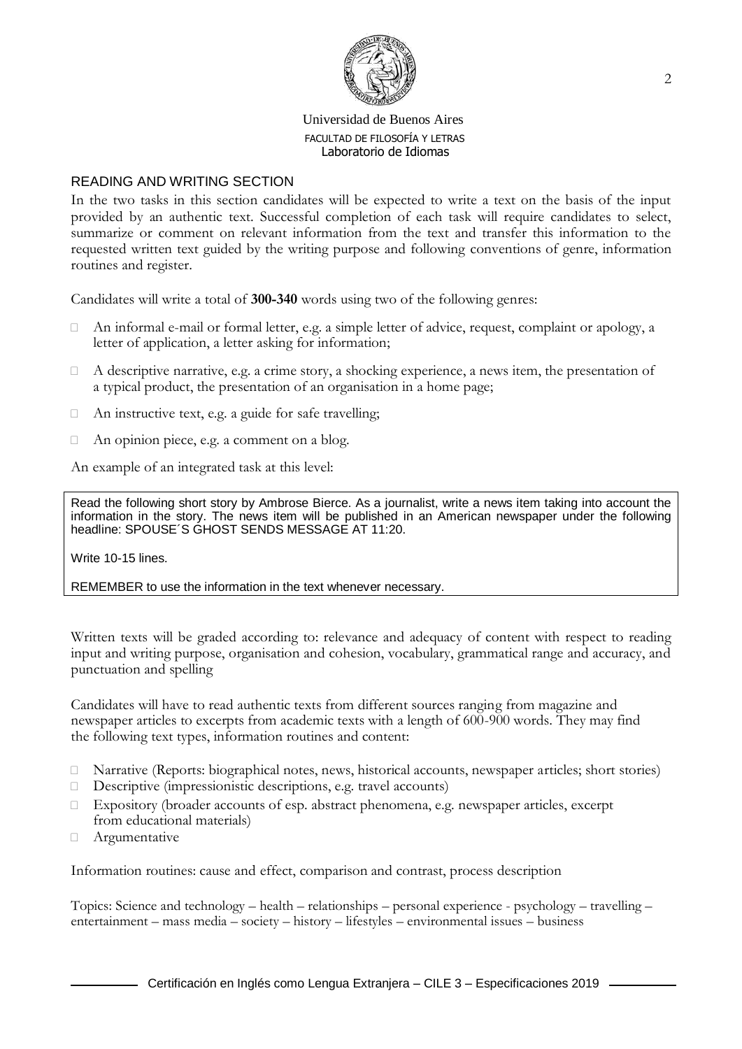Universidad de Buenos Aires
FACULTAD DE FILOSOFÍA Y LETRAS
Laboratorio de Idiomas

## READING AND WRITING SECTION

In the two tasks in this section candidates will be expected to write a text on the basis of the input provided by an authentic text. Successful completion of each task will require candidates to select, summarize or comment on relevant information from the text and transfer this information to the requested written text guided by the writing purpose and following conventions of genre, information routines and register.

Candidates will write a total of **300-340** words using two of the following genres:

- An informal e-mail or formal letter, e.g. a simple letter of advice, request, complaint or apology, a letter of application, a letter asking for information;
- A descriptive narrative, e.g. a crime story, a shocking experience, a news item, the presentation of a typical product, the presentation of an organisation in a home page;
- An instructive text, e.g. a guide for safe travelling;
- An opinion piece, e.g. a comment on a blog.

An example of an integrated task at this level:

> Read the following short story by Ambrose Bierce. As a journalist, write a news item taking into account the information in the story. The news item will be published in an American newspaper under the following headline: SPOUSE´S GHOST SENDS MESSAGE AT 11:20.
>
> Write 10-15 lines.
>
> REMEMBER to use the information in the text whenever necessary.

Written texts will be graded according to: relevance and adequacy of content with respect to reading input and writing purpose, organisation and cohesion, vocabulary, grammatical range and accuracy, and punctuation and spelling

Candidates will have to read authentic texts from different sources ranging from magazine and newspaper articles to excerpts from academic texts with a length of 600-900 words. They may find the following text types, information routines and content:

- Narrative (Reports: biographical notes, news, historical accounts, newspaper articles; short stories)
- Descriptive (impressionistic descriptions, e.g. travel accounts)
- Expository (broader accounts of esp. abstract phenomena, e.g. newspaper articles, excerpt from educational materials)
- Argumentative

Information routines: cause and effect, comparison and contrast, process description

Topics: Science and technology – health – relationships – personal experience - psychology – travelling – entertainment – mass media – society – history – lifestyles – environmental issues – business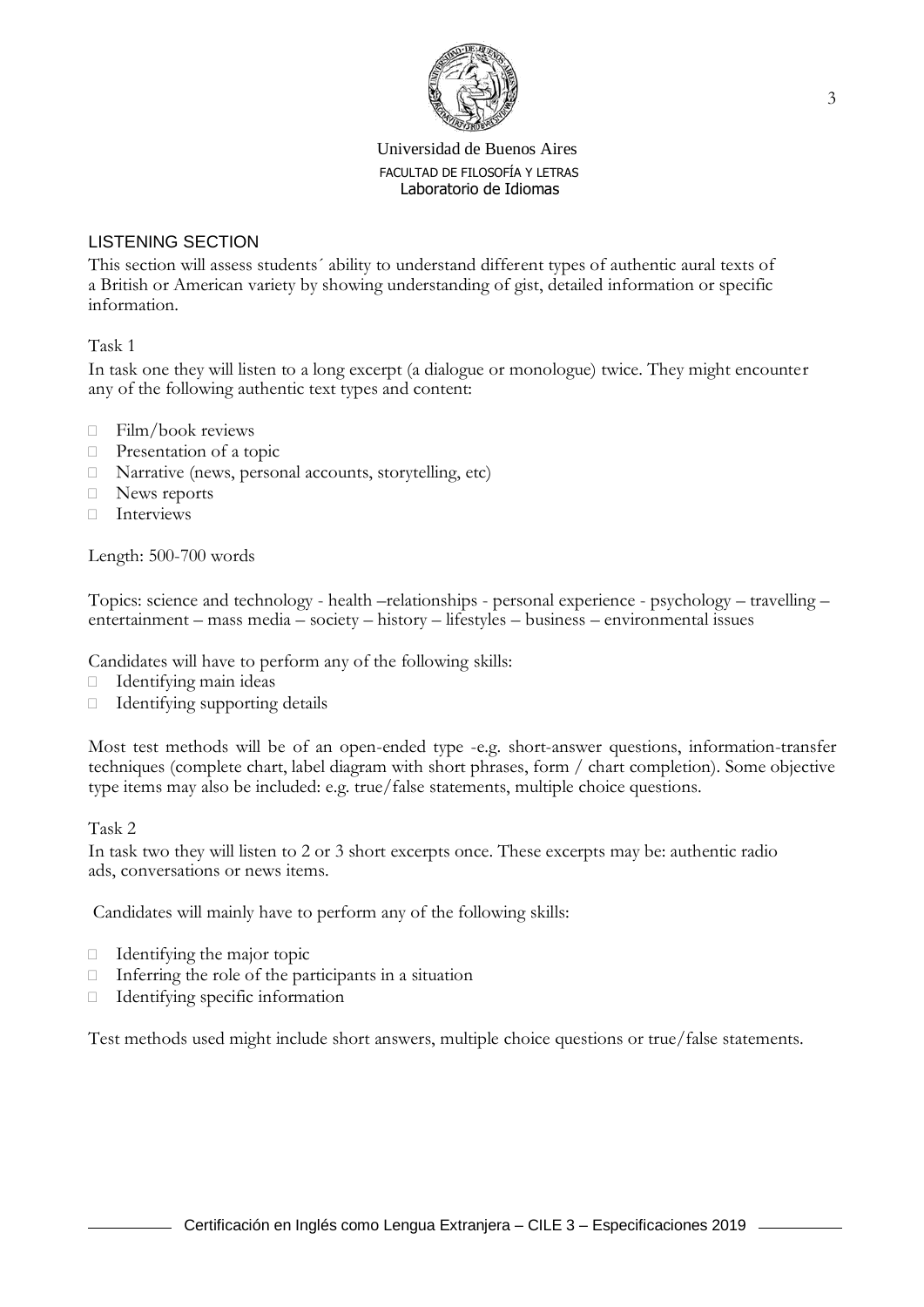Universidad de Buenos Aires
FACULTAD DE FILOSOFÍA Y LETRAS
Laboratorio de Idiomas

## LISTENING SECTION

This section will assess students´ ability to understand different types of authentic aural texts of a British or American variety by showing understanding of gist, detailed information or specific information.

### Task 1

In task one they will listen to a long excerpt (a dialogue or monologue) twice. They might encounter any of the following authentic text types and content:

- Film/book reviews
- Presentation of a topic
- Narrative (news, personal accounts, storytelling, etc)
- News reports
- Interviews

Length: 500-700 words

Topics: science and technology - health –relationships - personal experience - psychology – travelling – entertainment – mass media – society – history – lifestyles – business – environmental issues

Candidates will have to perform any of the following skills:

- Identifying main ideas
- Identifying supporting details

Most test methods will be of an open-ended type -e.g. short-answer questions, information-transfer techniques (complete chart, label diagram with short phrases, form / chart completion). Some objective type items may also be included: e.g. true/false statements, multiple choice questions.

### Task 2

In task two they will listen to 2 or 3 short excerpts once. These excerpts may be: authentic radio ads, conversations or news items.

Candidates will mainly have to perform any of the following skills:

- Identifying the major topic
- Inferring the role of the participants in a situation
- Identifying specific information

Test methods used might include short answers, multiple choice questions or true/false statements.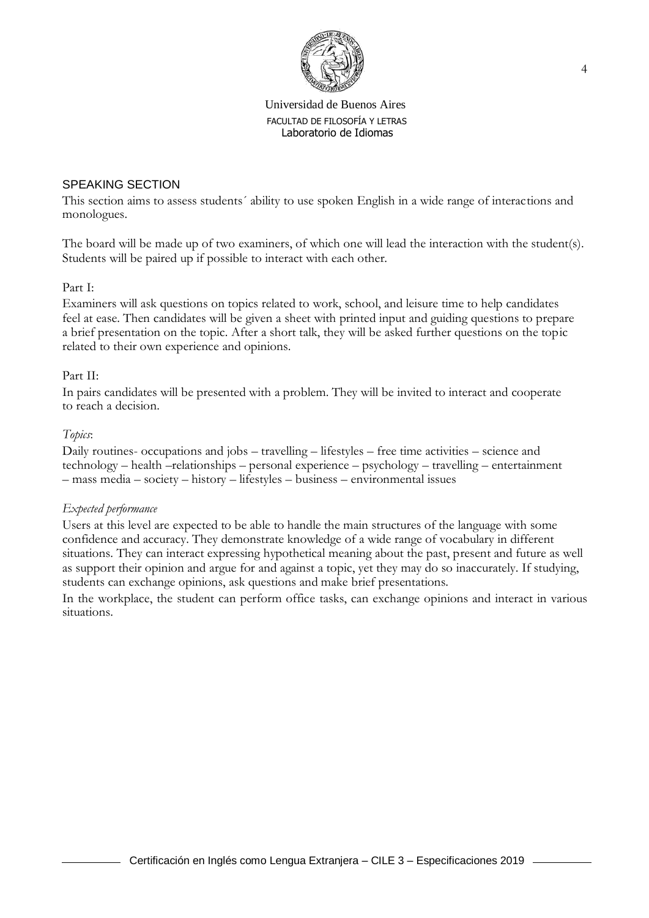## SPEAKING SECTION

This section aims to assess students´ ability to use spoken English in a wide range of interactions and monologues.

The board will be made up of two examiners, of which one will lead the interaction with the student(s). Students will be paired up if possible to interact with each other.

Part I:

Examiners will ask questions on topics related to work, school, and leisure time to help candidates feel at ease. Then candidates will be given a sheet with printed input and guiding questions to prepare a brief presentation on the topic. After a short talk, they will be asked further questions on the topic related to their own experience and opinions.

Part II:

In pairs candidates will be presented with a problem. They will be invited to interact and cooperate to reach a decision.

*Topics*:

Daily routines- occupations and jobs – travelling – lifestyles – free time activities – science and technology – health –relationships – personal experience – psychology – travelling – entertainment – mass media – society – history – lifestyles – business – environmental issues

*Expected performance*

Users at this level are expected to be able to handle the main structures of the language with some confidence and accuracy. They demonstrate knowledge of a wide range of vocabulary in different situations. They can interact expressing hypothetical meaning about the past, present and future as well as support their opinion and argue for and against a topic, yet they may do so inaccurately. If studying, students can exchange opinions, ask questions and make brief presentations.

In the workplace, the student can perform office tasks, can exchange opinions and interact in various situations.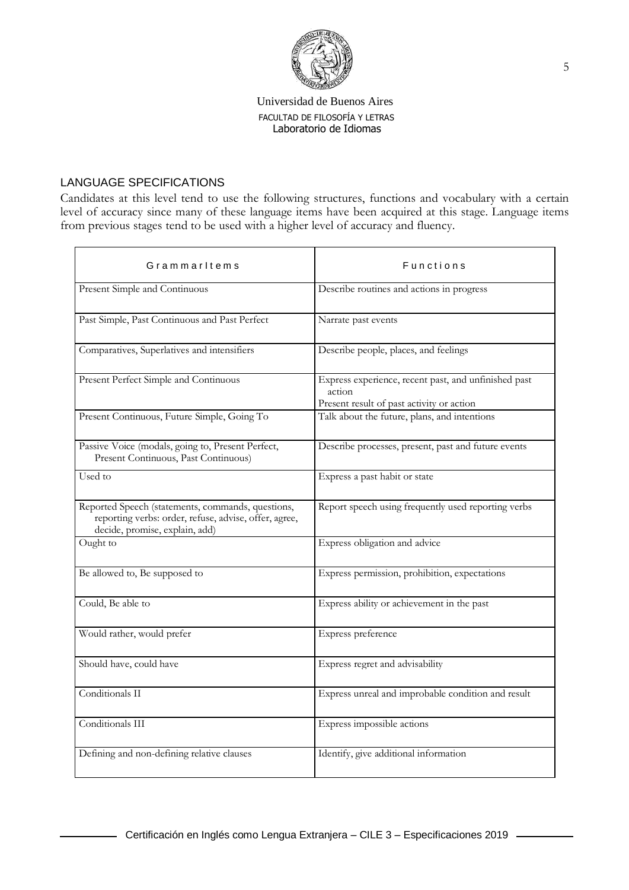Universidad de Buenos Aires
FACULTAD DE FILOSOFÍA Y LETRAS
Laboratorio de Idiomas

## LANGUAGE SPECIFICATIONS

Candidates at this level tend to use the following structures, functions and vocabulary with a certain level of accuracy since many of these language items have been acquired at this stage. Language items from previous stages tend to be used with a higher level of accuracy and fluency.

| Grammar Items | Functions |
| --- | --- |
| Present Simple and Continuous | Describe routines and actions in progress |
| Past Simple, Past Continuous and Past Perfect | Narrate past events |
| Comparatives, Superlatives and intensifiers | Describe people, places, and feelings |
| Present Perfect Simple and Continuous | Express experience, recent past, and unfinished past action<br>Present result of past activity or action |
| Present Continuous, Future Simple, Going To | Talk about the future, plans, and intentions |
| Passive Voice (modals, going to, Present Perfect, Present Continuous, Past Continuous) | Describe processes, present, past and future events |
| Used to | Express a past habit or state |
| Reported Speech (statements, commands, questions, reporting verbs: order, refuse, advise, offer, agree, decide, promise, explain, add) | Report speech using frequently used reporting verbs |
| Ought to | Express obligation and advice |
| Be allowed to, Be supposed to | Express permission, prohibition, expectations |
| Could, Be able to | Express ability or achievement in the past |
| Would rather, would prefer | Express preference |
| Should have, could have | Express regret and advisability |
| Conditionals II | Express unreal and improbable condition and result |
| Conditionals III | Express impossible actions |
| Defining and non-defining relative clauses | Identify, give additional information |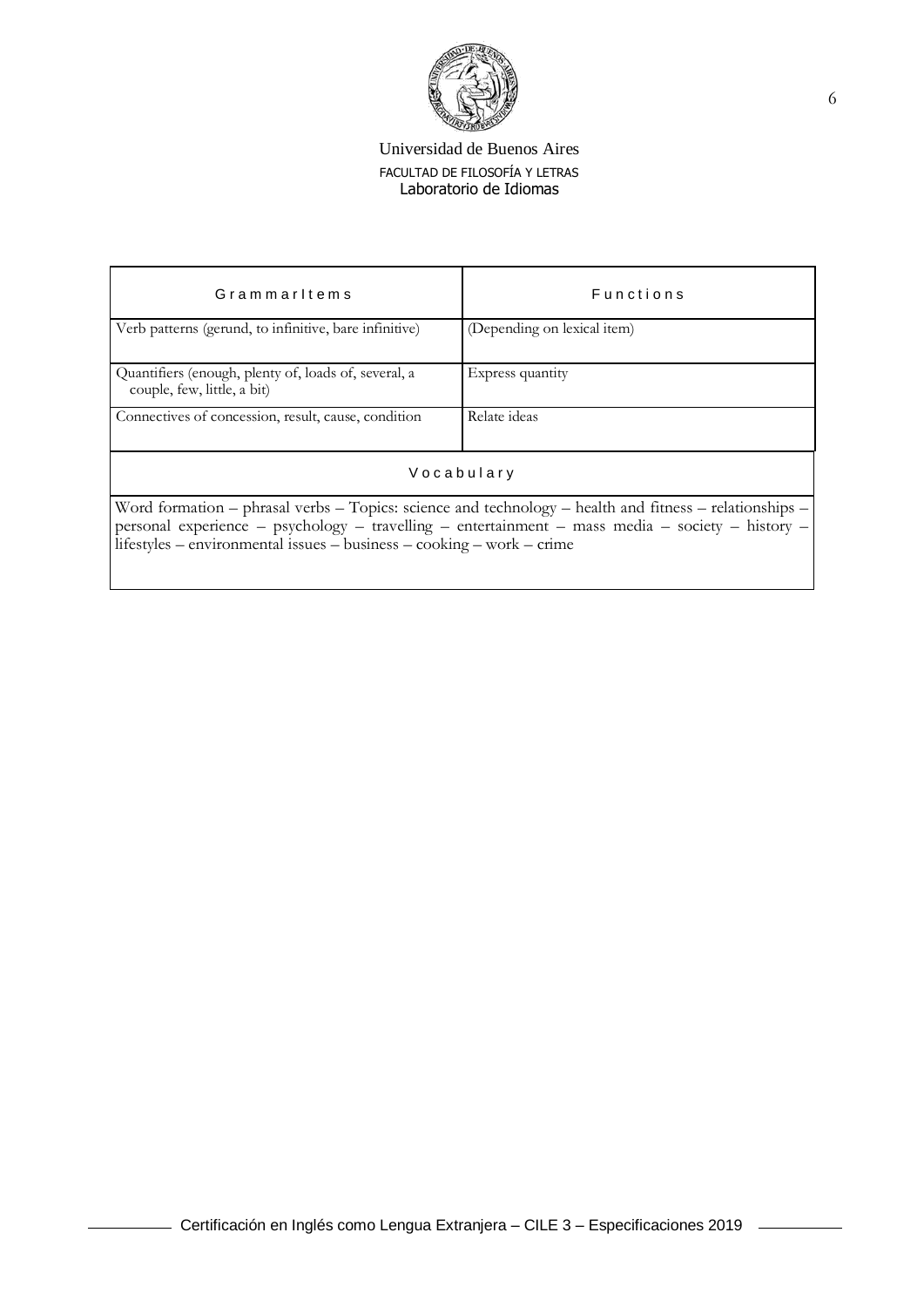Universidad de Buenos Aires
FACULTAD DE FILOSOFÍA Y LETRAS
Laboratorio de Idiomas

| Grammar Items | Functions |
| --- | --- |
| Verb patterns (gerund, to infinitive, bare infinitive) | (Depending on lexical item) |
| Quantifiers (enough, plenty of, loads of, several, a couple, few, little, a bit) | Express quantity |
| Connectives of concession, result, cause, condition | Relate ideas |

| Vocabulary |
| --- |
| Word formation – phrasal verbs – Topics: science and technology – health and fitness – relationships – personal experience – psychology – travelling – entertainment – mass media – society – history – lifestyles – environmental issues – business – cooking – work – crime |